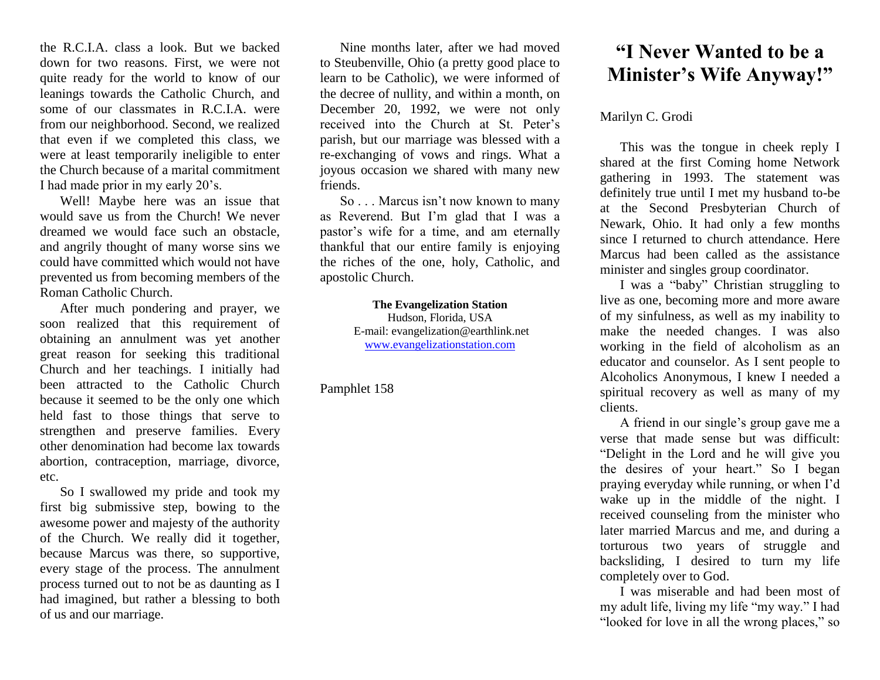the R.C.I.A. class a look. But we backed down for two reasons. First, we were not quite ready for the world to know of our leanings towards the Catholic Church, and some of our classmates in R.C.I.A. were from our neighborhood. Second, we realized that even if we completed this class, we were at least temporarily ineligible to enter the Church because of a marital commitment I had made prior in my early 20's.

Well! Maybe here was an issue that would save us from the Church! We never dreamed we would face such an obstacle, and angrily thought of many worse sins we could have committed which would not have prevented us from becoming members of the Roman Catholic Church.

After much pondering and prayer, we soon realized that this requirement of obtaining an annulment was yet another great reason for seeking this traditional Church and her teachings. I initially had been attracted to the Catholic Church because it seemed to be the only one which held fast to those things that serve to strengthen and preserve families. Every other denomination had become lax towards abortion, contraception, marriage, divorce, etc.

So I swallowed my pride and took my first big submissive step, bowing to the awesome power and majesty of the authority of the Church. We really did it together, because Marcus was there, so supportive, every stage of the process. The annulment process turned out to not be as daunting as I had imagined, but rather a blessing to both of us and our marriage.

Nine months later, after we had moved to Steubenville, Ohio (a pretty good place to learn to be Catholic), we were informed of the decree of nullity, and within a month, on December 20, 1992, we were not only received into the Church at St. Peter's parish, but our marriage was blessed with a re-exchanging of vows and rings. What a joyous occasion we shared with many new friends.

So . . . Marcus isn't now known to many as Reverend. But I'm glad that I was a pastor's wife for a time, and am eternally thankful that our entire family is enjoying the riches of the one, holy, Catholic, and apostolic Church.

**The Evangelization Station**
Hudson, Florida, USA
E-mail: evangelization@earthlink.net
www.evangelizationstation.com

Pamphlet 158

# "I Never Wanted to be a Minister's Wife Anyway!"

Marilyn C. Grodi

This was the tongue in cheek reply I shared at the first Coming home Network gathering in 1993. The statement was definitely true until I met my husband to-be at the Second Presbyterian Church of Newark, Ohio. It had only a few months since I returned to church attendance. Here Marcus had been called as the assistance minister and singles group coordinator.

I was a "baby" Christian struggling to live as one, becoming more and more aware of my sinfulness, as well as my inability to make the needed changes. I was also working in the field of alcoholism as an educator and counselor. As I sent people to Alcoholics Anonymous, I knew I needed a spiritual recovery as well as many of my clients.

A friend in our single's group gave me a verse that made sense but was difficult: "Delight in the Lord and he will give you the desires of your heart." So I began praying everyday while running, or when I'd wake up in the middle of the night. I received counseling from the minister who later married Marcus and me, and during a torturous two years of struggle and backsliding, I desired to turn my life completely over to God.

I was miserable and had been most of my adult life, living my life "my way." I had "looked for love in all the wrong places," so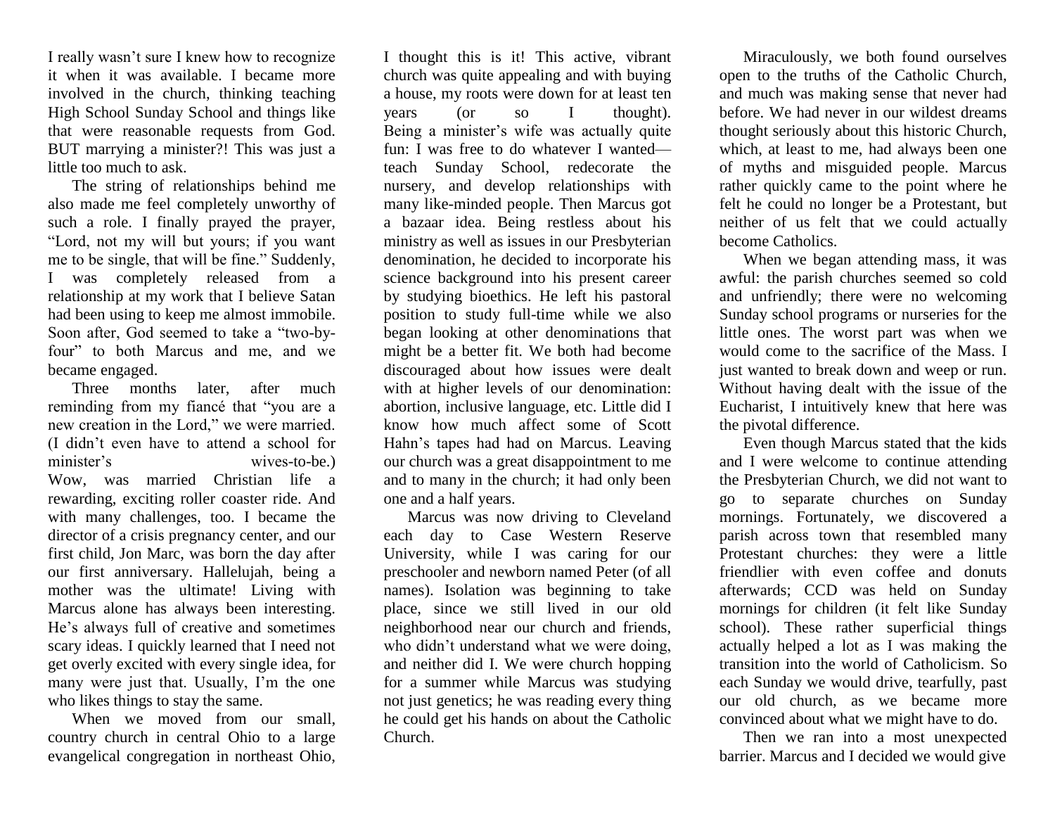I really wasn't sure I knew how to recognize it when it was available. I became more involved in the church, thinking teaching High School Sunday School and things like that were reasonable requests from God. BUT marrying a minister?! This was just a little too much to ask.

The string of relationships behind me also made me feel completely unworthy of such a role. I finally prayed the prayer, "Lord, not my will but yours; if you want me to be single, that will be fine." Suddenly, I was completely released from a relationship at my work that I believe Satan had been using to keep me almost immobile. Soon after, God seemed to take a "two-by-four" to both Marcus and me, and we became engaged.

Three months later, after much reminding from my fiancé that "you are a new creation in the Lord," we were married. (I didn't even have to attend a school for minister's wives-to-be.) Wow, was married Christian life a rewarding, exciting roller coaster ride. And with many challenges, too. I became the director of a crisis pregnancy center, and our first child, Jon Marc, was born the day after our first anniversary. Hallelujah, being a mother was the ultimate! Living with Marcus alone has always been interesting. He's always full of creative and sometimes scary ideas. I quickly learned that I need not get overly excited with every single idea, for many were just that. Usually, I'm the one who likes things to stay the same.

When we moved from our small, country church in central Ohio to a large evangelical congregation in northeast Ohio, I thought this is it! This active, vibrant church was quite appealing and with buying a house, my roots were down for at least ten years (or so I thought). Being a minister's wife was actually quite fun: I was free to do whatever I wanted—teach Sunday School, redecorate the nursery, and develop relationships with many like-minded people. Then Marcus got a bazaar idea. Being restless about his ministry as well as issues in our Presbyterian denomination, he decided to incorporate his science background into his present career by studying bioethics. He left his pastoral position to study full-time while we also began looking at other denominations that might be a better fit. We both had become discouraged about how issues were dealt with at higher levels of our denomination: abortion, inclusive language, etc. Little did I know how much affect some of Scott Hahn's tapes had had on Marcus. Leaving our church was a great disappointment to me and to many in the church; it had only been one and a half years.

Marcus was now driving to Cleveland each day to Case Western Reserve University, while I was caring for our preschooler and newborn named Peter (of all names). Isolation was beginning to take place, since we still lived in our old neighborhood near our church and friends, who didn't understand what we were doing, and neither did I. We were church hopping for a summer while Marcus was studying not just genetics; he was reading every thing he could get his hands on about the Catholic Church.

Miraculously, we both found ourselves open to the truths of the Catholic Church, and much was making sense that never had before. We had never in our wildest dreams thought seriously about this historic Church, which, at least to me, had always been one of myths and misguided people. Marcus rather quickly came to the point where he felt he could no longer be a Protestant, but neither of us felt that we could actually become Catholics.

When we began attending mass, it was awful: the parish churches seemed so cold and unfriendly; there were no welcoming Sunday school programs or nurseries for the little ones. The worst part was when we would come to the sacrifice of the Mass. I just wanted to break down and weep or run. Without having dealt with the issue of the Eucharist, I intuitively knew that here was the pivotal difference.

Even though Marcus stated that the kids and I were welcome to continue attending the Presbyterian Church, we did not want to go to separate churches on Sunday mornings. Fortunately, we discovered a parish across town that resembled many Protestant churches: they were a little friendlier with even coffee and donuts afterwards; CCD was held on Sunday mornings for children (it felt like Sunday school). These rather superficial things actually helped a lot as I was making the transition into the world of Catholicism. So each Sunday we would drive, tearfully, past our old church, as we became more convinced about what we might have to do.

Then we ran into a most unexpected barrier. Marcus and I decided we would give